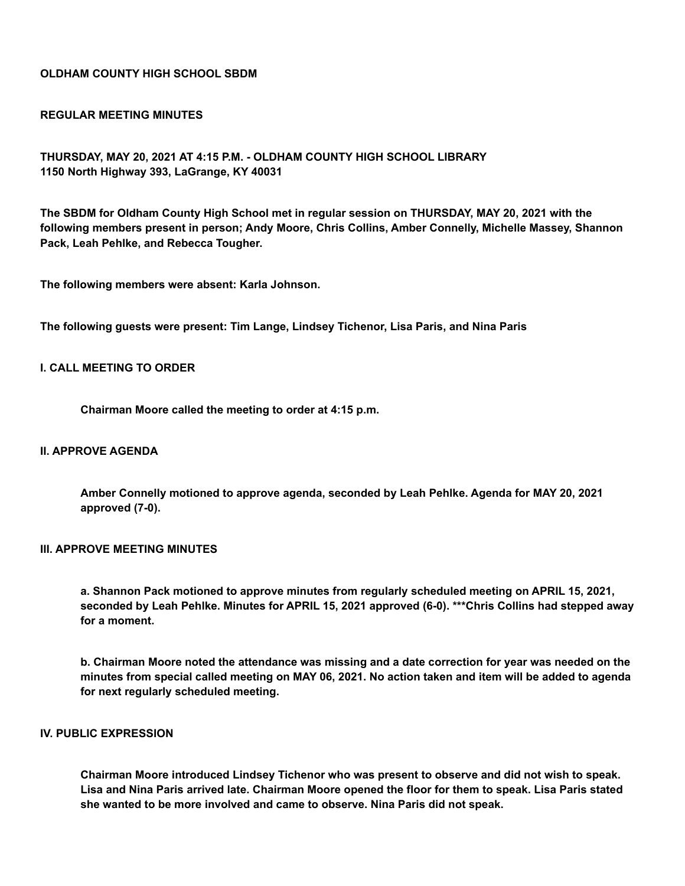**OLDHAM COUNTY HIGH SCHOOL SBDM**

**REGULAR MEETING MINUTES**

**THURSDAY, MAY 20, 2021 AT 4:15 P.M. - OLDHAM COUNTY HIGH SCHOOL LIBRARY**
**1150 North Highway 393, LaGrange, KY 40031**

**The SBDM for Oldham County High School met in regular session on THURSDAY, MAY 20, 2021 with the following members present in person; Andy Moore, Chris Collins, Amber Connelly, Michelle Massey, Shannon Pack, Leah Pehlke, and Rebecca Tougher.**

**The following members were absent: Karla Johnson.**

**The following guests were present: Tim Lange, Lindsey Tichenor, Lisa Paris, and Nina Paris**

**I. CALL MEETING TO ORDER**

**Chairman Moore called the meeting to order at 4:15 p.m.**

**II. APPROVE AGENDA**

**Amber Connelly motioned to approve agenda, seconded by Leah Pehlke. Agenda for MAY 20, 2021 approved (7-0).**

**III. APPROVE MEETING MINUTES**

**a. Shannon Pack motioned to approve minutes from regularly scheduled meeting on APRIL 15, 2021, seconded by Leah Pehlke. Minutes for APRIL 15, 2021 approved (6-0). ***Chris Collins had stepped away for a moment.**

**b. Chairman Moore noted the attendance was missing and a date correction for year was needed on the minutes from special called meeting on MAY 06, 2021. No action taken and item will be added to agenda for next regularly scheduled meeting.**

**IV. PUBLIC EXPRESSION**

**Chairman Moore introduced Lindsey Tichenor who was present to observe and did not wish to speak. Lisa and Nina Paris arrived late. Chairman Moore opened the floor for them to speak. Lisa Paris stated she wanted to be more involved and came to observe. Nina Paris did not speak.**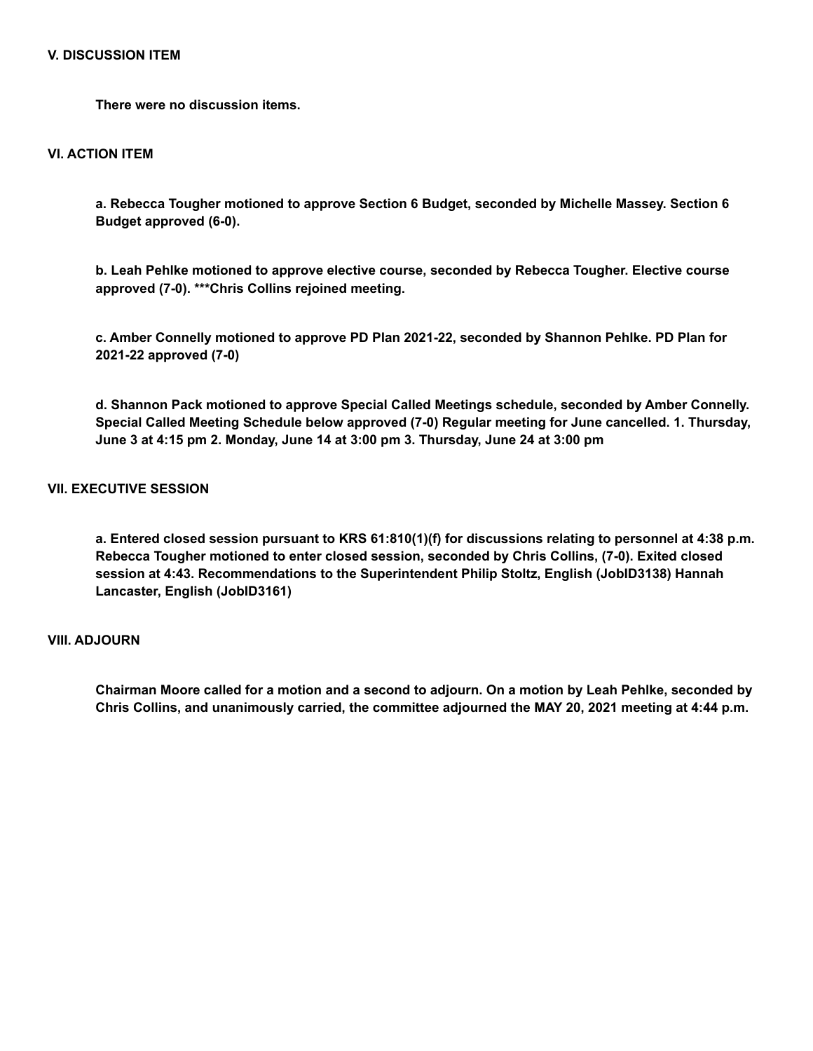## V. DISCUSSION ITEM

**There were no discussion items.**

## VI. ACTION ITEM

**a. Rebecca Tougher motioned to approve Section 6 Budget, seconded by Michelle Massey. Section 6 Budget approved (6-0).**

**b. Leah Pehlke motioned to approve elective course, seconded by Rebecca Tougher. Elective course approved (7-0). ***Chris Collins rejoined meeting.**

**c. Amber Connelly motioned to approve PD Plan 2021-22, seconded by Shannon Pehlke. PD Plan for 2021-22 approved (7-0)**

**d. Shannon Pack motioned to approve Special Called Meetings schedule, seconded by Amber Connelly. Special Called Meeting Schedule below approved (7-0) Regular meeting for June cancelled. 1. Thursday, June 3 at 4:15 pm 2. Monday, June 14 at 3:00 pm 3. Thursday, June 24 at 3:00 pm**

## VII. EXECUTIVE SESSION

**a. Entered closed session pursuant to KRS 61:810(1)(f) for discussions relating to personnel at 4:38 p.m. Rebecca Tougher motioned to enter closed session, seconded by Chris Collins, (7-0). Exited closed session at 4:43. Recommendations to the Superintendent Philip Stoltz, English (JobID3138) Hannah Lancaster, English (JobID3161)**

## VIII. ADJOURN

**Chairman Moore called for a motion and a second to adjourn. On a motion by Leah Pehlke, seconded by Chris Collins, and unanimously carried, the committee adjourned the MAY 20, 2021 meeting at 4:44 p.m.**